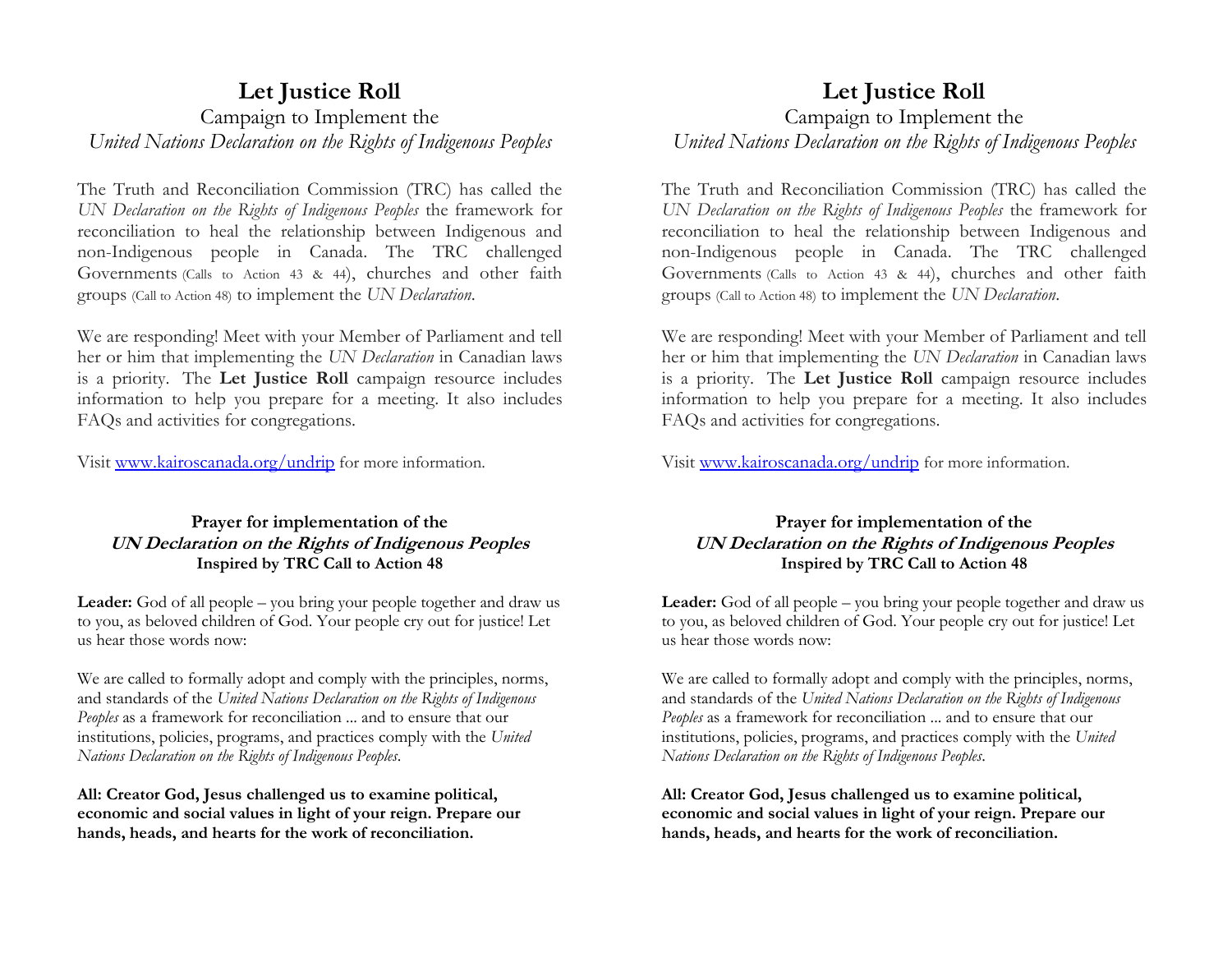# Let Justice Roll

Campaign to Implement the
*United Nations Declaration on the Rights of Indigenous Peoples*

The Truth and Reconciliation Commission (TRC) has called the *UN Declaration on the Rights of Indigenous Peoples* the framework for reconciliation to heal the relationship between Indigenous and non-Indigenous people in Canada. The TRC challenged Governments (Calls to Action 43 & 44), churches and other faith groups (Call to Action 48) to implement the *UN Declaration*.

We are responding! Meet with your Member of Parliament and tell her or him that implementing the *UN Declaration* in Canadian laws is a priority. The **Let Justice Roll** campaign resource includes information to help you prepare for a meeting. It also includes FAQs and activities for congregations.

Visit www.kairoscanada.org/undrip for more information.

### Prayer for implementation of the *UN Declaration on the Rights of Indigenous Peoples* Inspired by TRC Call to Action 48

**Leader:** God of all people – you bring your people together and draw us to you, as beloved children of God. Your people cry out for justice! Let us hear those words now:

We are called to formally adopt and comply with the principles, norms, and standards of the *United Nations Declaration on the Rights of Indigenous Peoples* as a framework for reconciliation ... and to ensure that our institutions, policies, programs, and practices comply with the *United Nations Declaration on the Rights of Indigenous Peoples*.

**All: Creator God, Jesus challenged us to examine political, economic and social values in light of your reign. Prepare our hands, heads, and hearts for the work of reconciliation.**

# Let Justice Roll

Campaign to Implement the
*United Nations Declaration on the Rights of Indigenous Peoples*

The Truth and Reconciliation Commission (TRC) has called the *UN Declaration on the Rights of Indigenous Peoples* the framework for reconciliation to heal the relationship between Indigenous and non-Indigenous people in Canada. The TRC challenged Governments (Calls to Action 43 & 44), churches and other faith groups (Call to Action 48) to implement the *UN Declaration*.

We are responding! Meet with your Member of Parliament and tell her or him that implementing the *UN Declaration* in Canadian laws is a priority. The **Let Justice Roll** campaign resource includes information to help you prepare for a meeting. It also includes FAQs and activities for congregations.

Visit www.kairoscanada.org/undrip for more information.

### Prayer for implementation of the *UN Declaration on the Rights of Indigenous Peoples* Inspired by TRC Call to Action 48

**Leader:** God of all people – you bring your people together and draw us to you, as beloved children of God. Your people cry out for justice! Let us hear those words now:

We are called to formally adopt and comply with the principles, norms, and standards of the *United Nations Declaration on the Rights of Indigenous Peoples* as a framework for reconciliation ... and to ensure that our institutions, policies, programs, and practices comply with the *United Nations Declaration on the Rights of Indigenous Peoples*.

**All: Creator God, Jesus challenged us to examine political, economic and social values in light of your reign. Prepare our hands, heads, and hearts for the work of reconciliation.**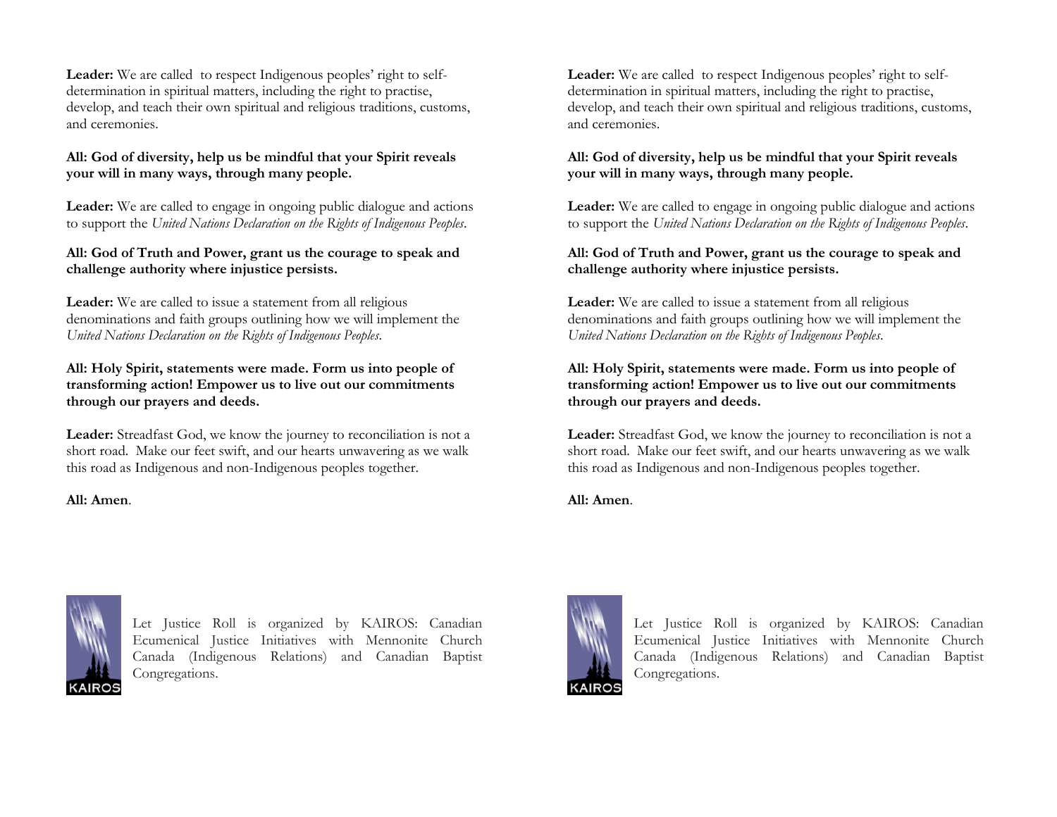**Leader:** We are called to respect Indigenous peoples' right to self-determination in spiritual matters, including the right to practise, develop, and teach their own spiritual and religious traditions, customs, and ceremonies.

**All: God of diversity, help us be mindful that your Spirit reveals your will in many ways, through many people.**

**Leader:** We are called to engage in ongoing public dialogue and actions to support the *United Nations Declaration on the Rights of Indigenous Peoples*.

**All: God of Truth and Power, grant us the courage to speak and challenge authority where injustice persists.**

**Leader:** We are called to issue a statement from all religious denominations and faith groups outlining how we will implement the *United Nations Declaration on the Rights of Indigenous Peoples*.

**All: Holy Spirit, statements were made. Form us into people of transforming action! Empower us to live out our commitments through our prayers and deeds.**

**Leader:** Streadfast God, we know the journey to reconciliation is not a short road. Make our feet swift, and our hearts unwavering as we walk this road as Indigenous and non-Indigenous peoples together.

**All: Amen**.

Let Justice Roll is organized by KAIROS: Canadian Ecumenical Justice Initiatives with Mennonite Church Canada (Indigenous Relations) and Canadian Baptist Congregations.

**Leader:** We are called to respect Indigenous peoples' right to self-determination in spiritual matters, including the right to practise, develop, and teach their own spiritual and religious traditions, customs, and ceremonies.

**All: God of diversity, help us be mindful that your Spirit reveals your will in many ways, through many people.**

**Leader:** We are called to engage in ongoing public dialogue and actions to support the *United Nations Declaration on the Rights of Indigenous Peoples*.

**All: God of Truth and Power, grant us the courage to speak and challenge authority where injustice persists.**

**Leader:** We are called to issue a statement from all religious denominations and faith groups outlining how we will implement the *United Nations Declaration on the Rights of Indigenous Peoples*.

**All: Holy Spirit, statements were made. Form us into people of transforming action! Empower us to live out our commitments through our prayers and deeds.**

**Leader:** Streadfast God, we know the journey to reconciliation is not a short road. Make our feet swift, and our hearts unwavering as we walk this road as Indigenous and non-Indigenous peoples together.

**All: Amen**.

Let Justice Roll is organized by KAIROS: Canadian Ecumenical Justice Initiatives with Mennonite Church Canada (Indigenous Relations) and Canadian Baptist Congregations.